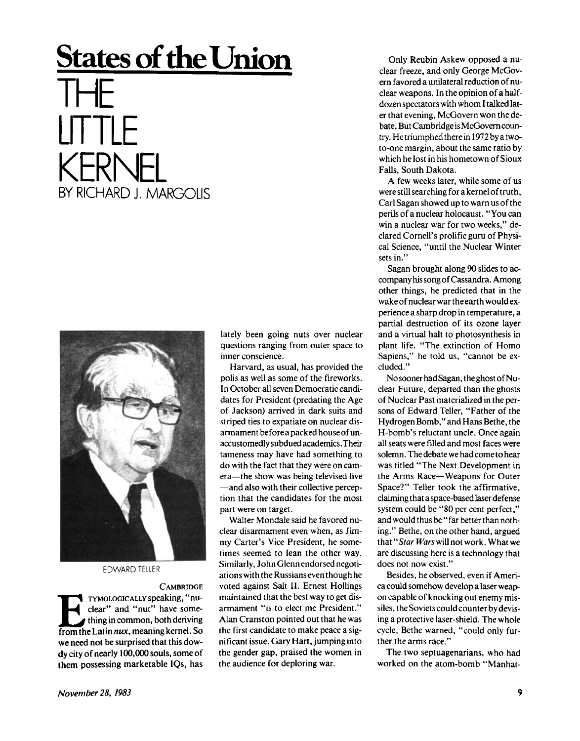# States of the Union

# THE LITTLE KERNEL

BY RICHARD J. MARGOLIS

EDWARD TELLER

CAMBRIDGE

Etymologically speaking, "nuclear" and "nut" have something in common, both deriving from the Latin *nux*, meaning kernel. So we need not be surprised that this dowdy city of nearly 100,000 souls, some of them possessing marketable IQs, has lately been going nuts over nuclear questions ranging from outer space to inner conscience.

Harvard, as usual, has provided the polis as well as some of the fireworks. In October all seven Democratic candidates for President (predating the Age of Jackson) arrived in dark suits and striped ties to expatiate on nuclear disarmament before a packed house of unaccustomedly subdued academics. Their tameness may have had something to do with the fact that they were on camera—the show was being televised live—and also with their collective perception that the candidates for the most part were on target.

Walter Mondale said he favored nuclear disarmament even when, as Jimmy Carter's Vice President, he sometimes seemed to lean the other way. Similarly, John Glenn endorsed negotiations with the Russians even though he voted against Salt II. Ernest Hollings maintained that the best way to get disarmament "is to elect me President." Alan Cranston pointed out that he was the first candidate to make peace a significant issue. Gary Hart, jumping into the gender gap, praised the women in the audience for deploring war.

Only Reubin Askew opposed a nuclear freeze, and only George McGovern favored a unilateral reduction of nuclear weapons. In the opinion of a half-dozen spectators with whom I talked later that evening, McGovern won the debate. But Cambridge is McGovern country. He triumphed there in 1972 by a two-to-one margin, about the same ratio by which he lost in his hometown of Sioux Falls, South Dakota.

A few weeks later, while some of us were still searching for a kernel of truth, Carl Sagan showed up to warn us of the perils of a nuclear holocaust. "You can win a nuclear war for two weeks," declared Cornell's prolific guru of Physical Science, "until the Nuclear Winter sets in."

Sagan brought along 90 slides to accompany his song of Cassandra. Among other things, he predicted that in the wake of nuclear war the earth would experience a sharp drop in temperature, a partial destruction of its ozone layer and a virtual halt to photosynthesis in plant life. "The extinction of Homo Sapiens," he told us, "cannot be excluded."

No sooner had Sagan, the ghost of Nuclear Future, departed than the ghosts of Nuclear Past materialized in the persons of Edward Teller, "Father of the Hydrogen Bomb," and Hans Bethe, the H-bomb's reluctant uncle. Once again all seats were filled and most faces were solemn. The debate we had come to hear was titled "The Next Development in the Arms Race—Weapons for Outer Space?" Teller took the affirmative, claiming that a space-based laser defense system could be "80 per cent perfect," and would thus be "far better than nothing." Bethe, on the other hand, argued that "*Star Wars* will not work. What we are discussing here is a technology that does not now exist."

Besides, he observed, even if America could somehow develop a laser weapon capable of knocking out enemy missiles, the Soviets could counter by devising a protective laser-shield. The whole cycle, Bethe warned, "could only further the arms race."

The two septuagenarians, who had worked on the atom-bomb "Manhat-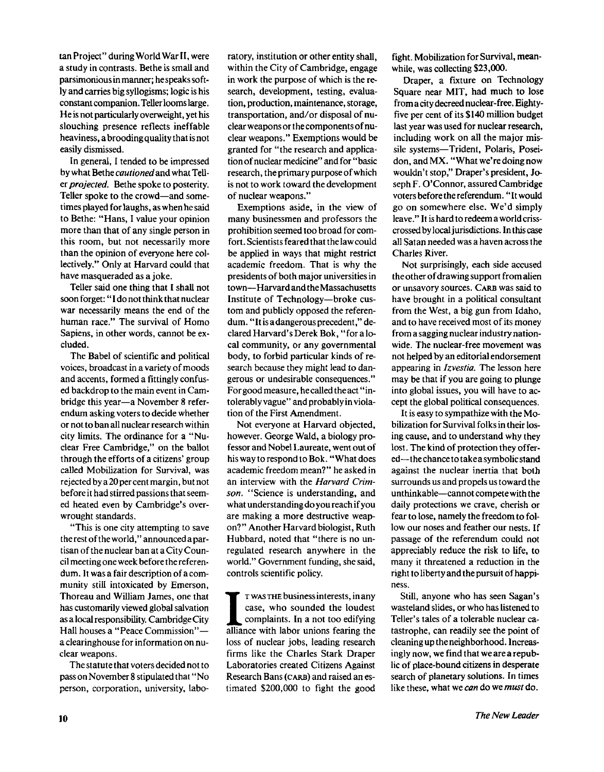tan Project" during World War II, were a study in contrasts. Bethe is small and parsimonious in manner; he speaks softly and carries big syllogisms; logic is his constant companion. Teller looms large. He is not particularly overweight, yet his slouching presence reflects ineffable heaviness, a brooding quality that is not easily dismissed.

In general, I tended to be impressed by what Bethe *cautioned* and what Teller *projected*. Bethe spoke to posterity. Teller spoke to the crowd—and sometimes played for laughs, as when he said to Bethe: "Hans, I value your opinion more than that of any single person in this room, but not necessarily more than the opinion of everyone here collectively." Only at Harvard could that have masqueraded as a joke.

Teller said one thing that I shall not soon forget: "I do not think that nuclear war necessarily means the end of the human race." The survival of Homo Sapiens, in other words, cannot be excluded.

The Babel of scientific and political voices, broadcast in a variety of moods and accents, formed a fittingly confused backdrop to the main event in Cambridge this year—a November 8 referendum asking voters to decide whether or not to ban all nuclear research within city limits. The ordinance for a "Nuclear Free Cambridge," on the ballot through the efforts of a citizens' group called Mobilization for Survival, was rejected by a 20 per cent margin, but not before it had stirred passions that seemed heated even by Cambridge's overwrought standards.

"This is one city attempting to save the rest of the world," announced a partisan of the nuclear ban at a City Council meeting one week before the referendum. It was a fair description of a community still intoxicated by Emerson, Thoreau and William James, one that has customarily viewed global salvation as a local responsibility. Cambridge City Hall houses a "Peace Commission"—a clearinghouse for information on nuclear weapons.

The statute that voters decided not to pass on November 8 stipulated that "No person, corporation, university, laboratory, institution or other entity shall, within the City of Cambridge, engage in work the purpose of which is the research, development, testing, evaluation, production, maintenance, storage, transportation, and/or disposal of nuclear weapons or the components of nuclear weapons." Exemptions would be granted for "the research and application of nuclear medicine" and for "basic research, the primary purpose of which is not to work toward the development of nuclear weapons."

Exemptions aside, in the view of many businessmen and professors the prohibition seemed too broad for comfort. Scientists feared that the law could be applied in ways that might restrict academic freedom. That is why the presidents of both major universities in town—Harvard and the Massachusetts Institute of Technology—broke custom and publicly opposed the referendum. "It is a dangerous precedent," declared Harvard's Derek Bok, "for a local community, or any governmental body, to forbid particular kinds of research because they might lead to dangerous or undesirable consequences." For good measure, he called the act "intolerably vague" and probably in violation of the First Amendment.

Not everyone at Harvard objected, however. George Wald, a biology professor and Nobel Laureate, went out of his way to respond to Bok. "What does academic freedom mean?" he asked in an interview with the *Harvard Crimson*. "Science is understanding, and what understanding do you reach if you are making a more destructive weapon?" Another Harvard biologist, Ruth Hubbard, noted that "there is no unregulated research anywhere in the world." Government funding, she said, controls scientific policy.

It was the business interests, in any case, who sounded the loudest complaints. In a not too edifying alliance with labor unions fearing the loss of nuclear jobs, leading research firms like the Charles Stark Draper Laboratories created Citizens Against Research Bans (CARB) and raised an estimated $200,000 to fight the good fight. Mobilization for Survival, meanwhile, was collecting $23,000.

Draper, a fixture on Technology Square near MIT, had much to lose from a city decreed nuclear-free. Eighty-five per cent of its $140 million budget last year was used for nuclear research, including work on all the major missile systems—Trident, Polaris, Poseidon, and MX. "What we're doing now wouldn't stop," Draper's president, Joseph F. O'Connor, assured Cambridge voters before the referendum. "It would go on somewhere else. We'd simply leave." It is hard to redeem a world crisscrossed by local jurisdictions. In this case all Satan needed was a haven across the Charles River.

Not surprisingly, each side accused the other of drawing support from alien or unsavory sources. CARB was said to have brought in a political consultant from the West, a big gun from Idaho, and to have received most of its money from a sagging nuclear industry nationwide. The nuclear-free movement was not helped by an editorial endorsement appearing in *Izvestia*. The lesson here may be that if you are going to plunge into global issues, you will have to accept the global political consequences.

It is easy to sympathize with the Mobilization for Survival folks in their losing cause, and to understand why they lost. The kind of protection they offered—the chance to take a symbolic stand against the nuclear inertia that both surrounds us and propels us toward the unthinkable—cannot compete with the daily protections we crave, cherish or fear to lose, namely the freedom to follow our noses and feather our nests. If passage of the referendum could not appreciably reduce the risk to life, to many it threatened a reduction in the right to liberty and the pursuit of happiness.

Still, anyone who has seen Sagan's wasteland slides, or who has listened to Teller's tales of a tolerable nuclear catastrophe, can readily see the point of cleaning up the neighborhood. Increasingly now, we find that we are a republic of place-bound citizens in desperate search of planetary solutions. In times like these, what we *can* do we *must* do.